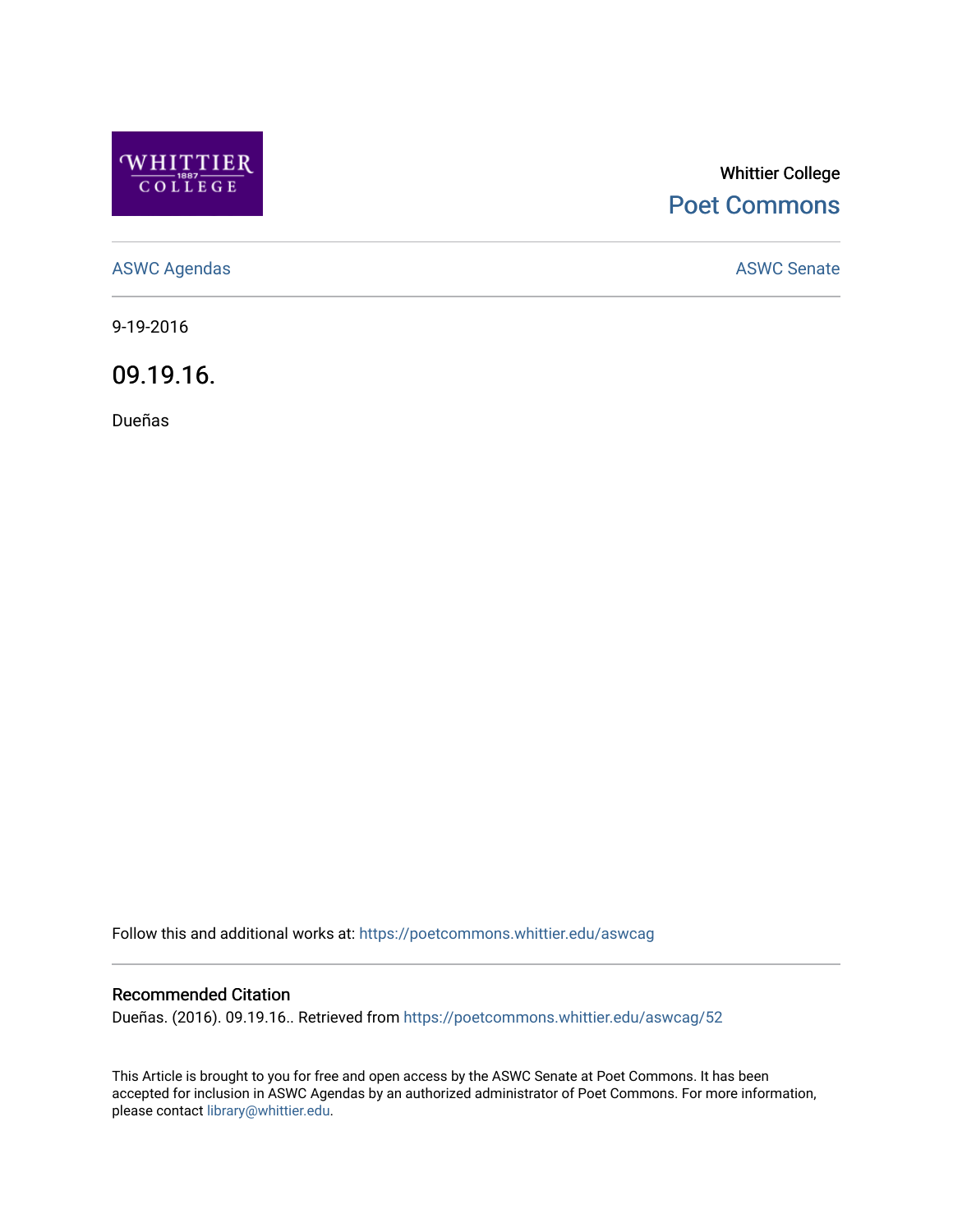Whittier College

Poet Commons

ASWC Agendas

ASWC Senate

9-19-2016

# 09.19.16.

Dueñas

Follow this and additional works at: https://poetcommons.whittier.edu/aswcag

## Recommended Citation

Dueñas. (2016). 09.19.16.. Retrieved from https://poetcommons.whittier.edu/aswcag/52

This Article is brought to you for free and open access by the ASWC Senate at Poet Commons. It has been accepted for inclusion in ASWC Agendas by an authorized administrator of Poet Commons. For more information, please contact library@whittier.edu.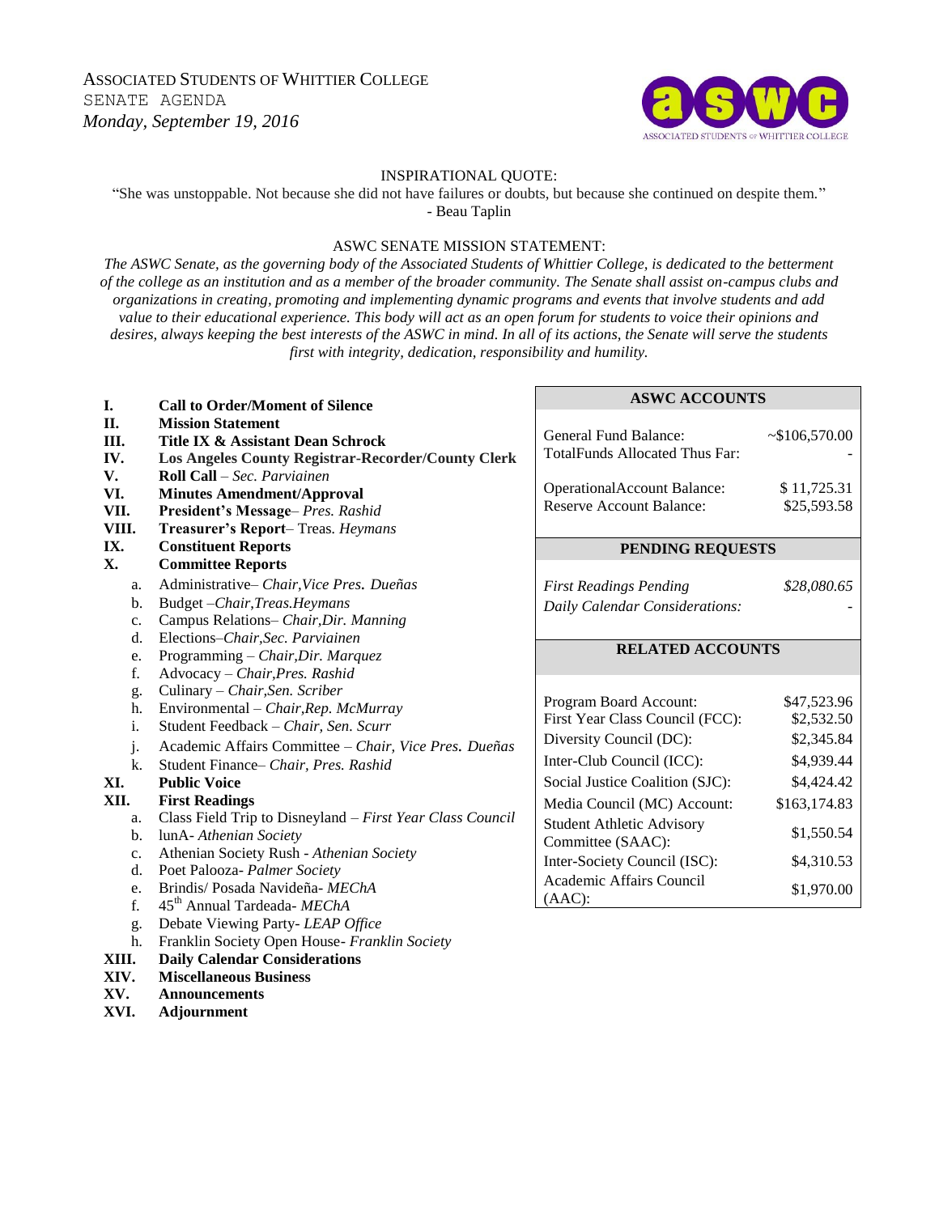ASSOCIATED STUDENTS OF WHITTIER COLLEGE
SENATE AGENDA
*Monday, September 19, 2016*

INSPIRATIONAL QUOTE:

"She was unstoppable. Not because she did not have failures or doubts, but because she continued on despite them."
- Beau Taplin

ASWC SENATE MISSION STATEMENT:

*The ASWC Senate, as the governing body of the Associated Students of Whittier College, is dedicated to the betterment of the college as an institution and as a member of the broader community. The Senate shall assist on-campus clubs and organizations in creating, promoting and implementing dynamic programs and events that involve students and add value to their educational experience. This body will act as an open forum for students to voice their opinions and desires, always keeping the best interests of the ASWC in mind. In all of its actions, the Senate will serve the students first with integrity, dedication, responsibility and humility.*

**I. Call to Order/Moment of Silence**
**II. Mission Statement**
**III. Title IX & Assistant Dean Schrock**
**IV. Los Angeles County Registrar-Recorder/County Clerk**
**V. Roll Call** – *Sec. Parviainen*
**VI. Minutes Amendment/Approval**
**VII. President's Message**– *Pres. Rashid*
**VIII. Treasurer's Report**– Treas. *Heymans*
**IX. Constituent Reports**
**X. Committee Reports**
  a. Administrative– *Chair,Vice Pres. Dueñas*
  b. Budget –*Chair,Treas.Heymans*
  c. Campus Relations– *Chair,Dir. Manning*
  d. Elections–*Chair,Sec. Parviainen*
  e. Programming – *Chair,Dir. Marquez*
  f. Advocacy – *Chair,Pres. Rashid*
  g. Culinary – *Chair,Sen. Scriber*
  h. Environmental – *Chair,Rep. McMurray*
  i. Student Feedback – *Chair, Sen. Scurr*
  j. Academic Affairs Committee – *Chair, Vice Pres. Dueñas*
  k. Student Finance– *Chair, Pres. Rashid*
**XI. Public Voice**
**XII. First Readings**
  a. Class Field Trip to Disneyland – *First Year Class Council*
  b. lunA- *Athenian Society*
  c. Athenian Society Rush - *Athenian Society*
  d. Poet Palooza- *Palmer Society*
  e. Brindis/ Posada Navideña- *MEChA*
  f. 45th Annual Tardeada- *MEChA*
  g. Debate Viewing Party- *LEAP Office*
  h. Franklin Society Open House- *Franklin Society*
**XIII. Daily Calendar Considerations**
**XIV. Miscellaneous Business**
**XV. Announcements**
**XVI. Adjournment**

| **ASWC ACCOUNTS** | |
|---|---|
| General Fund Balance: | ~$106,570.00 |
| TotalFunds Allocated Thus Far: | - |
| OperationalAccount Balance: | $ 11,725.31 |
| Reserve Account Balance: | $25,593.58 |
| **PENDING REQUESTS** | |
| *First Readings Pending* | *$28,080.65* |
| *Daily Calendar Considerations:* | - |
| **RELATED ACCOUNTS** | |
| Program Board Account: | $47,523.96 |
| First Year Class Council (FCC): | $2,532.50 |
| Diversity Council (DC): | $2,345.84 |
| Inter-Club Council (ICC): | $4,939.44 |
| Social Justice Coalition (SJC): | $4,424.42 |
| Media Council (MC) Account: | $163,174.83 |
| Student Athletic Advisory Committee (SAAC): | $1,550.54 |
| Inter-Society Council (ISC): | $4,310.53 |
| Academic Affairs Council (AAC): | $1,970.00 |